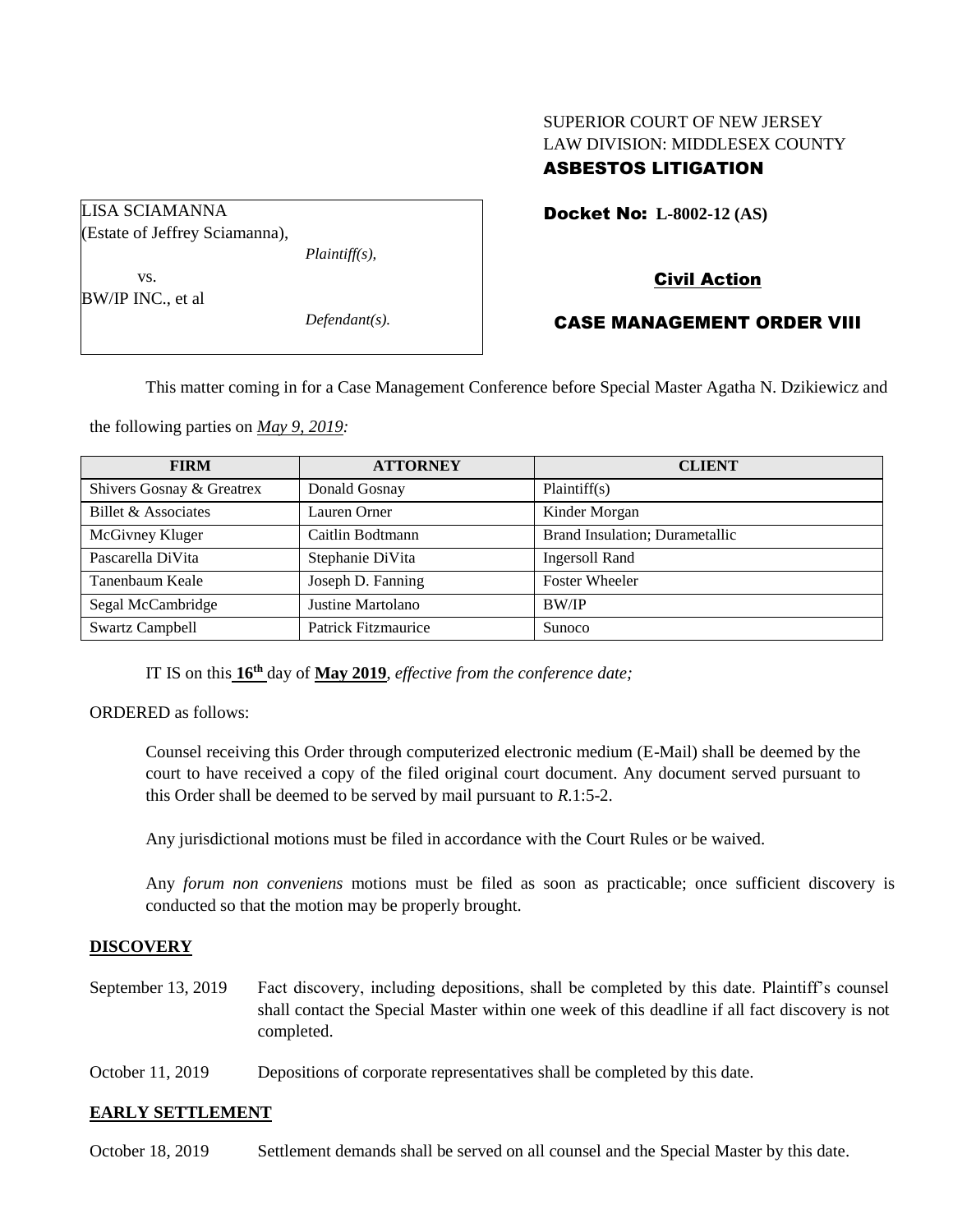SUPERIOR COURT OF NEW JERSEY
LAW DIVISION: MIDDLESEX COUNTY
**ASBESTOS LITIGATION**

LISA SCIAMANNA
(Estate of Jeffrey Sciamanna),
*Plaintiff(s),*
vs.
BW/IP INC., et al
*Defendant(s).*

**Docket No: L-8002-12 (AS)**

**Civil Action**

**CASE MANAGEMENT ORDER VIII**

This matter coming in for a Case Management Conference before Special Master Agatha N. Dzikiewicz and the following parties on *May 9, 2019:*

| FIRM | ATTORNEY | CLIENT |
|---|---|---|
| Shivers Gosnay & Greatrex | Donald Gosnay | Plaintiff(s) |
| Billet & Associates | Lauren Orner | Kinder Morgan |
| McGivney Kluger | Caitlin Bodtmann | Brand Insulation; Durametallic |
| Pascarella DiVita | Stephanie DiVita | Ingersoll Rand |
| Tanenbaum Keale | Joseph D. Fanning | Foster Wheeler |
| Segal McCambridge | Justine Martolano | BW/IP |
| Swartz Campbell | Patrick Fitzmaurice | Sunoco |

IT IS on this **16th** day of **May 2019**, *effective from the conference date;*

ORDERED as follows:

Counsel receiving this Order through computerized electronic medium (E-Mail) shall be deemed by the court to have received a copy of the filed original court document. Any document served pursuant to this Order shall be deemed to be served by mail pursuant to *R.*1:5-2.

Any jurisdictional motions must be filed in accordance with the Court Rules or be waived.

Any *forum non conveniens* motions must be filed as soon as practicable; once sufficient discovery is conducted so that the motion may be properly brought.

## DISCOVERY

September 13, 2019 — Fact discovery, including depositions, shall be completed by this date. Plaintiff's counsel shall contact the Special Master within one week of this deadline if all fact discovery is not completed.

October 11, 2019 — Depositions of corporate representatives shall be completed by this date.

## EARLY SETTLEMENT

October 18, 2019 — Settlement demands shall be served on all counsel and the Special Master by this date.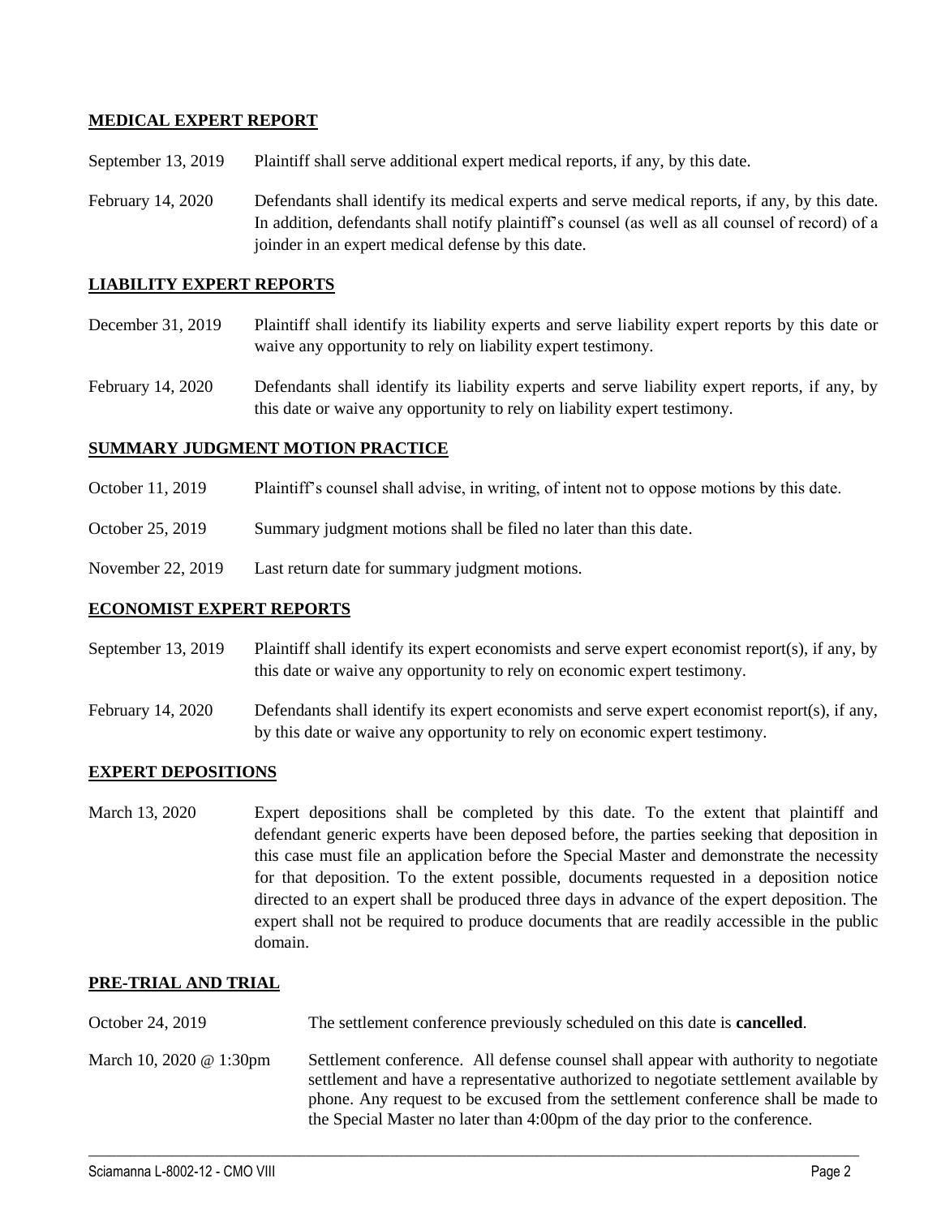## MEDICAL EXPERT REPORT

| | |
|---|---|
| September 13, 2019 | Plaintiff shall serve additional expert medical reports, if any, by this date. |
| February 14, 2020 | Defendants shall identify its medical experts and serve medical reports, if any, by this date. In addition, defendants shall notify plaintiff's counsel (as well as all counsel of record) of a joinder in an expert medical defense by this date. |

## LIABILITY EXPERT REPORTS

| | |
|---|---|
| December 31, 2019 | Plaintiff shall identify its liability experts and serve liability expert reports by this date or waive any opportunity to rely on liability expert testimony. |
| February 14, 2020 | Defendants shall identify its liability experts and serve liability expert reports, if any, by this date or waive any opportunity to rely on liability expert testimony. |

## SUMMARY JUDGMENT MOTION PRACTICE

| | |
|---|---|
| October 11, 2019 | Plaintiff's counsel shall advise, in writing, of intent not to oppose motions by this date. |
| October 25, 2019 | Summary judgment motions shall be filed no later than this date. |
| November 22, 2019 | Last return date for summary judgment motions. |

## ECONOMIST EXPERT REPORTS

| | |
|---|---|
| September 13, 2019 | Plaintiff shall identify its expert economists and serve expert economist report(s), if any, by this date or waive any opportunity to rely on economic expert testimony. |
| February 14, 2020 | Defendants shall identify its expert economists and serve expert economist report(s), if any, by this date or waive any opportunity to rely on economic expert testimony. |

## EXPERT DEPOSITIONS

| | |
|---|---|
| March 13, 2020 | Expert depositions shall be completed by this date. To the extent that plaintiff and defendant generic experts have been deposed before, the parties seeking that deposition in this case must file an application before the Special Master and demonstrate the necessity for that deposition. To the extent possible, documents requested in a deposition notice directed to an expert shall be produced three days in advance of the expert deposition. The expert shall not be required to produce documents that are readily accessible in the public domain. |

## PRE-TRIAL AND TRIAL

| | |
|---|---|
| October 24, 2019 | The settlement conference previously scheduled on this date is **cancelled**. |
| March 10, 2020 @ 1:30pm | Settlement conference. All defense counsel shall appear with authority to negotiate settlement and have a representative authorized to negotiate settlement available by phone. Any request to be excused from the settlement conference shall be made to the Special Master no later than 4:00pm of the day prior to the conference. |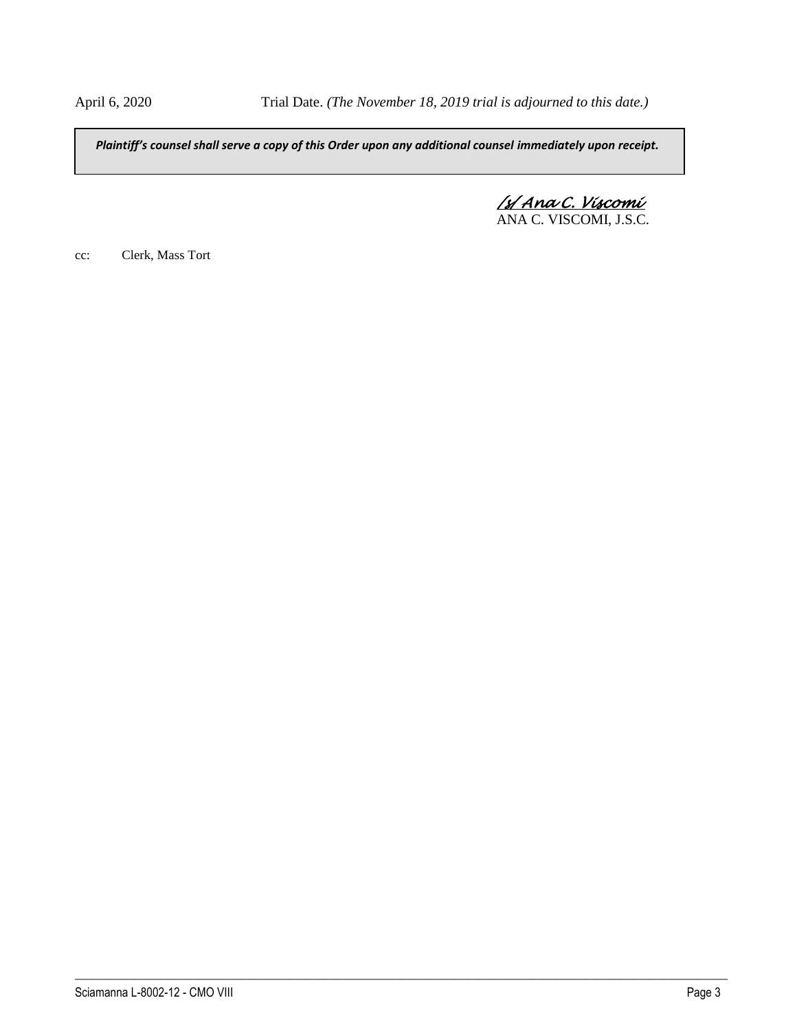April 6, 2020 Trial Date. *(The November 18, 2019 trial is adjourned to this date.)*

***Plaintiff's counsel shall serve a copy of this Order upon any additional counsel immediately upon receipt.***

/s/ Ana C. Viscomi
ANA C. VISCOMI, J.S.C.

cc: Clerk, Mass Tort